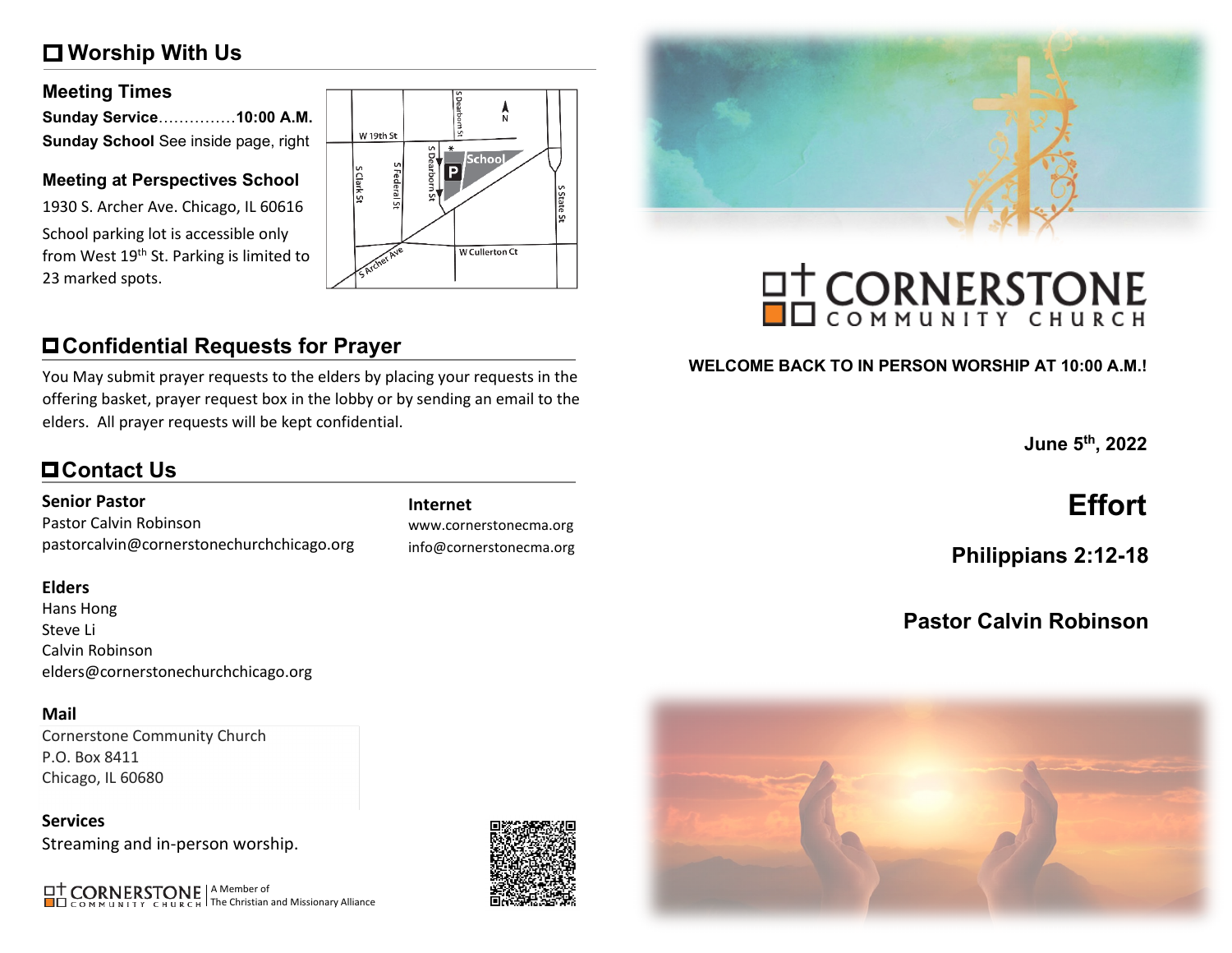## Worship With Us

### Meeting Times

**Sunday Service**...............**10:00 A.M.**
**Sunday School** See inside page, right

### Meeting at Perspectives School

1930 S. Archer Ave. Chicago, IL 60616

School parking lot is accessible only from West 19th St. Parking is limited to 23 marked spots.

## Confidential Requests for Prayer

You May submit prayer requests to the elders by placing your requests in the offering basket, prayer request box in the lobby or by sending an email to the elders. All prayer requests will be kept confidential.

## Contact Us

**Senior Pastor**
Pastor Calvin Robinson
pastorcalvin@cornerstonechurchchicago.org

**Internet**
www.cornerstonecma.org
info@cornerstonecma.org

**Elders**
Hans Hong
Steve Li
Calvin Robinson
elders@cornerstonechurchchicago.org

**Mail**
Cornerstone Community Church
P.O. Box 8411
Chicago, IL 60680

**Services**
Streaming and in-person worship.

CORNERSTONE COMMUNITY CHURCH | A Member of The Christian and Missionary Alliance

# CORNERSTONE COMMUNITY CHURCH

**WELCOME BACK TO IN PERSON WORSHIP AT 10:00 A.M.!**

**June 5th, 2022**

# Effort

## Philippians 2:12-18

## Pastor Calvin Robinson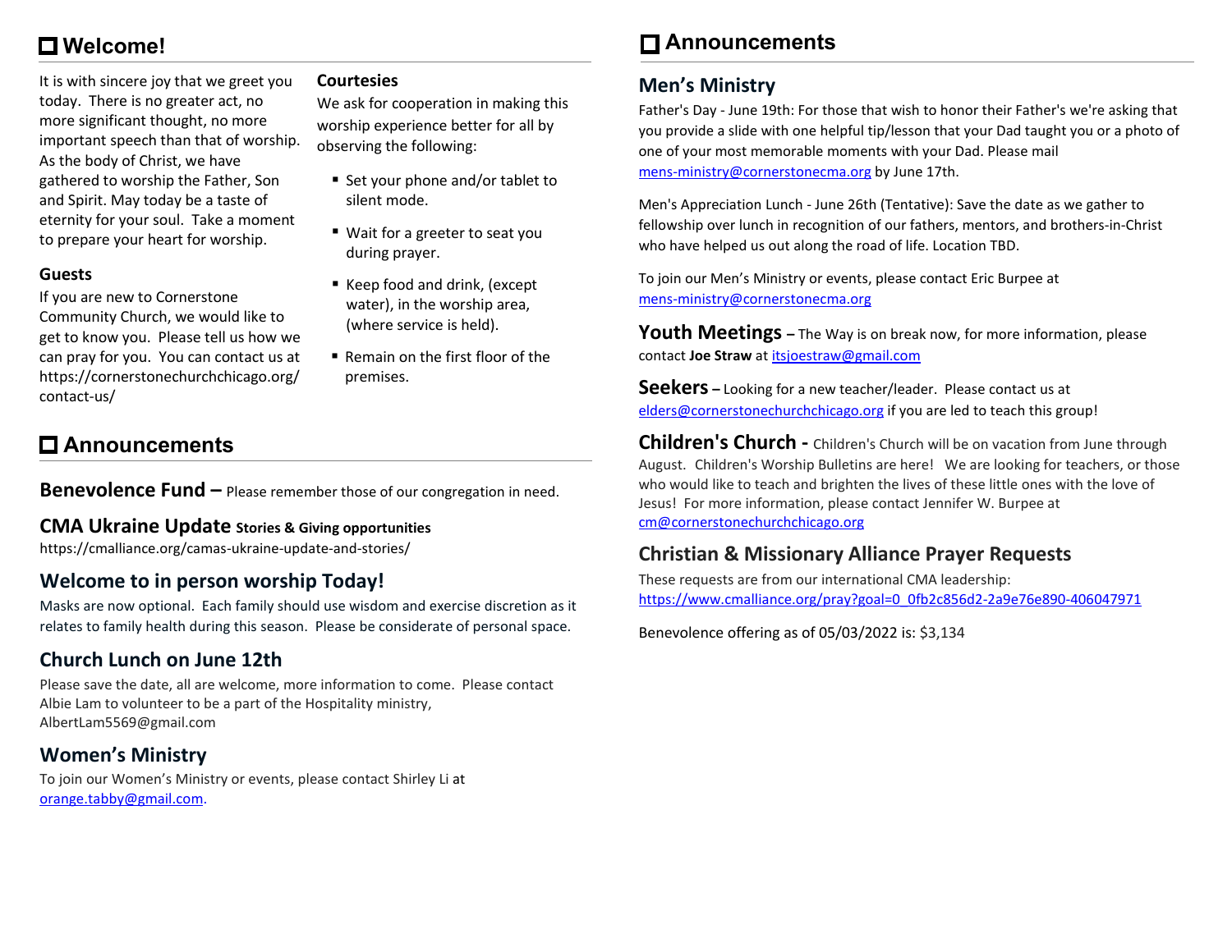## ☐ Welcome!

It is with sincere joy that we greet you today. There is no greater act, no more significant thought, no more important speech than that of worship. As the body of Christ, we have gathered to worship the Father, Son and Spirit. May today be a taste of eternity for your soul. Take a moment to prepare your heart for worship.

### Guests

If you are new to Cornerstone Community Church, we would like to get to know you. Please tell us how we can pray for you. You can contact us at https://cornerstonechurchchicago.org/contact-us/

### Courtesies

We ask for cooperation in making this worship experience better for all by observing the following:

- Set your phone and/or tablet to silent mode.
- Wait for a greeter to seat you during prayer.
- Keep food and drink, (except water), in the worship area, (where service is held).
- Remain on the first floor of the premises.

## ☐ Announcements

**Benevolence Fund –** Please remember those of our congregation in need.

**CMA Ukraine Update** **Stories & Giving opportunities**
https://cmalliance.org/camas-ukraine-update-and-stories/

### Welcome to in person worship Today!

Masks are now optional. Each family should use wisdom and exercise discretion as it relates to family health during this season. Please be considerate of personal space.

### Church Lunch on June 12th

Please save the date, all are welcome, more information to come. Please contact Albie Lam to volunteer to be a part of the Hospitality ministry, AlbertLam5569@gmail.com

### Women's Ministry

To join our Women's Ministry or events, please contact Shirley Li at orange.tabby@gmail.com.

## ☐ Announcements

### Men's Ministry

Father's Day - June 19th: For those that wish to honor their Father's we're asking that you provide a slide with one helpful tip/lesson that your Dad taught you or a photo of one of your most memorable moments with your Dad. Please mail mens-ministry@cornerstonecma.org by June 17th.

Men's Appreciation Lunch - June 26th (Tentative): Save the date as we gather to fellowship over lunch in recognition of our fathers, mentors, and brothers-in-Christ who have helped us out along the road of life. Location TBD.

To join our Men's Ministry or events, please contact Eric Burpee at mens-ministry@cornerstonecma.org

**Youth Meetings –** The Way is on break now, for more information, please contact **Joe Straw** at itsjoestraw@gmail.com

**Seekers –** Looking for a new teacher/leader. Please contact us at elders@cornerstonechurchchicago.org if you are led to teach this group!

**Children's Church -** Children's Church will be on vacation from June through August. Children's Worship Bulletins are here! We are looking for teachers, or those who would like to teach and brighten the lives of these little ones with the love of Jesus! For more information, please contact Jennifer W. Burpee at cm@cornerstonechurchchicago.org

### Christian & Missionary Alliance Prayer Requests

These requests are from our international CMA leadership:
https://www.cmalliance.org/pray?goal=0_0fb2c856d2-2a9e76e890-406047971

Benevolence offering as of 05/03/2022 is: $3,134